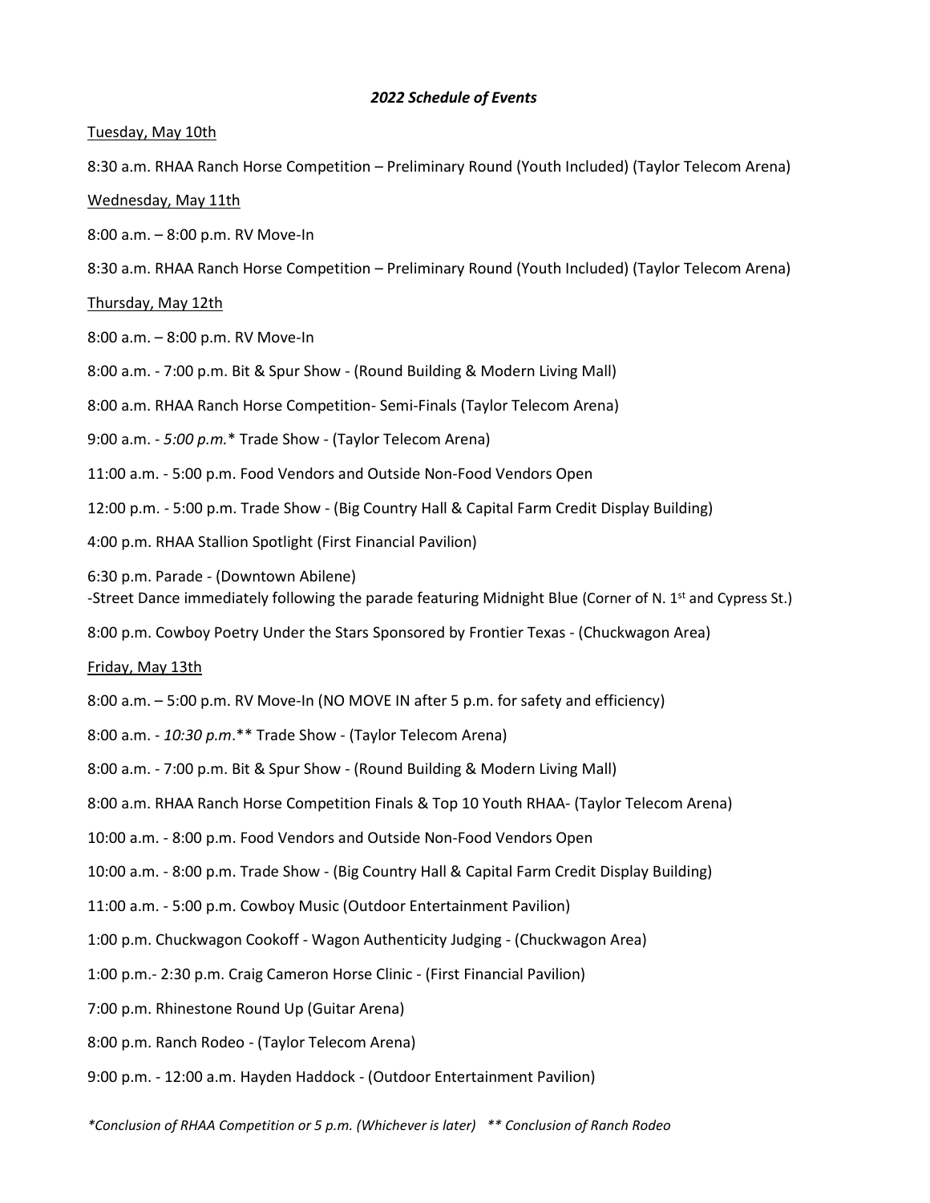***2022 Schedule of Events***

<u>Tuesday, May 10th</u>

8:30 a.m. RHAA Ranch Horse Competition – Preliminary Round (Youth Included) (Taylor Telecom Arena)

<u>Wednesday, May 11th</u>

8:00 a.m. – 8:00 p.m. RV Move-In

8:30 a.m. RHAA Ranch Horse Competition – Preliminary Round (Youth Included) (Taylor Telecom Arena)

<u>Thursday, May 12th</u>

8:00 a.m. – 8:00 p.m. RV Move-In

8:00 a.m. - 7:00 p.m. Bit & Spur Show - (Round Building & Modern Living Mall)

8:00 a.m. RHAA Ranch Horse Competition- Semi-Finals (Taylor Telecom Arena)

9:00 a.m. - *5:00 p.m.** Trade Show - (Taylor Telecom Arena)

11:00 a.m. - 5:00 p.m. Food Vendors and Outside Non-Food Vendors Open

12:00 p.m. - 5:00 p.m. Trade Show - (Big Country Hall & Capital Farm Credit Display Building)

4:00 p.m. RHAA Stallion Spotlight (First Financial Pavilion)

6:30 p.m. Parade - (Downtown Abilene)
-Street Dance immediately following the parade featuring Midnight Blue (Corner of N. 1st and Cypress St.)

8:00 p.m. Cowboy Poetry Under the Stars Sponsored by Frontier Texas - (Chuckwagon Area)

<u>Friday, May 13th</u>

8:00 a.m. – 5:00 p.m. RV Move-In (NO MOVE IN after 5 p.m. for safety and efficiency)

8:00 a.m. - *10:30 p.m*.** Trade Show - (Taylor Telecom Arena)

8:00 a.m. - 7:00 p.m. Bit & Spur Show - (Round Building & Modern Living Mall)

8:00 a.m. RHAA Ranch Horse Competition Finals & Top 10 Youth RHAA- (Taylor Telecom Arena)

10:00 a.m. - 8:00 p.m. Food Vendors and Outside Non-Food Vendors Open

10:00 a.m. - 8:00 p.m. Trade Show - (Big Country Hall & Capital Farm Credit Display Building)

11:00 a.m. - 5:00 p.m. Cowboy Music (Outdoor Entertainment Pavilion)

1:00 p.m. Chuckwagon Cookoff - Wagon Authenticity Judging - (Chuckwagon Area)

1:00 p.m.- 2:30 p.m. Craig Cameron Horse Clinic - (First Financial Pavilion)

7:00 p.m. Rhinestone Round Up (Guitar Arena)

8:00 p.m. Ranch Rodeo - (Taylor Telecom Arena)

9:00 p.m. - 12:00 a.m. Hayden Haddock - (Outdoor Entertainment Pavilion)

*\*Conclusion of RHAA Competition or 5 p.m. (Whichever is later) \*\* Conclusion of Ranch Rodeo*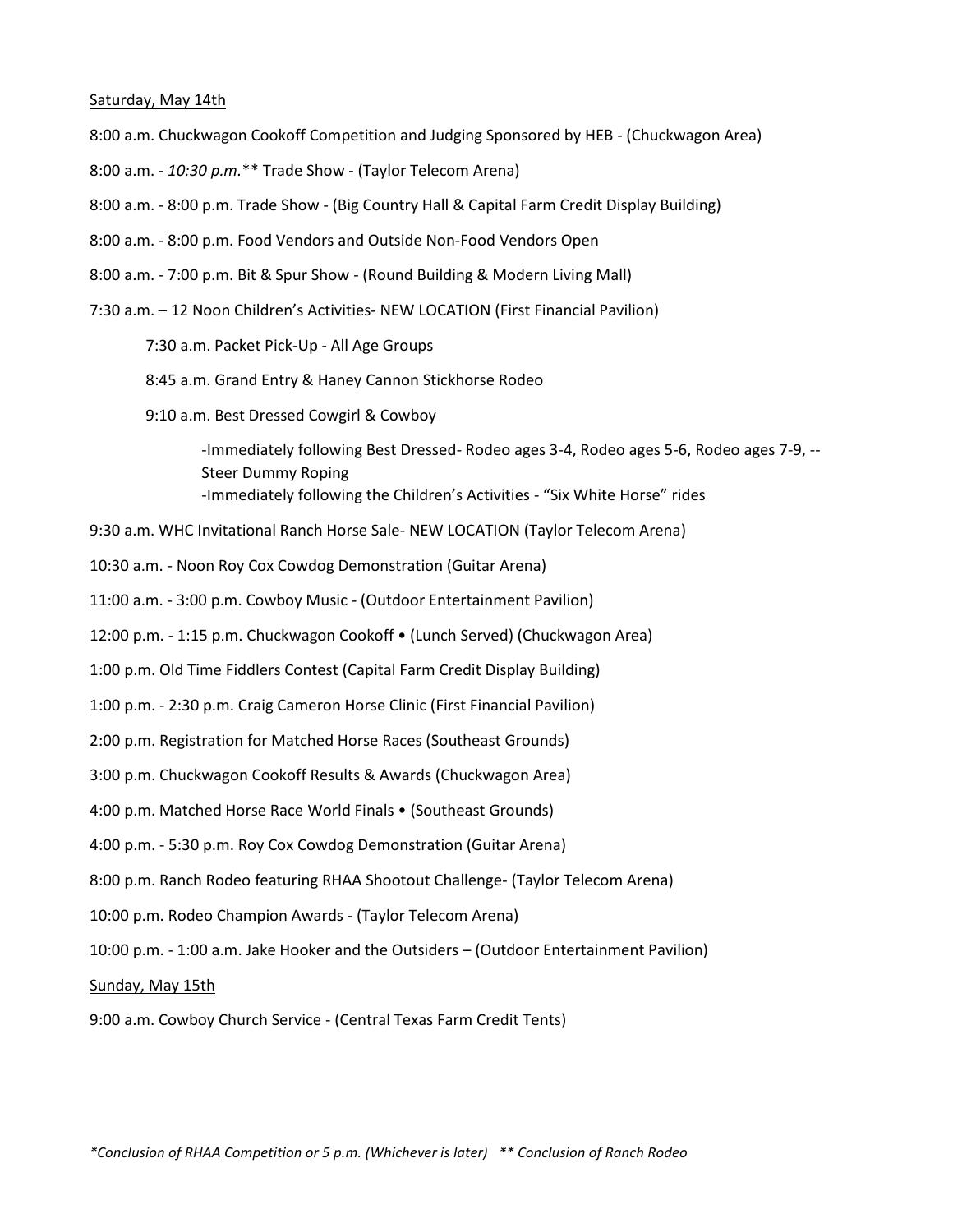<u>Saturday, May 14th</u>

8:00 a.m. Chuckwagon Cookoff Competition and Judging Sponsored by HEB - (Chuckwagon Area)

8:00 a.m. - *10:30 p.m.*** Trade Show - (Taylor Telecom Arena)

8:00 a.m. - 8:00 p.m. Trade Show - (Big Country Hall & Capital Farm Credit Display Building)

8:00 a.m. - 8:00 p.m. Food Vendors and Outside Non-Food Vendors Open

8:00 a.m. - 7:00 p.m. Bit & Spur Show - (Round Building & Modern Living Mall)

7:30 a.m. – 12 Noon Children's Activities- NEW LOCATION (First Financial Pavilion)

- 7:30 a.m. Packet Pick-Up - All Age Groups
- 8:45 a.m. Grand Entry & Haney Cannon Stickhorse Rodeo
- 9:10 a.m. Best Dressed Cowgirl & Cowboy
  - -Immediately following Best Dressed- Rodeo ages 3-4, Rodeo ages 5-6, Rodeo ages 7-9, --Steer Dummy Roping
  - -Immediately following the Children's Activities - "Six White Horse" rides

9:30 a.m. WHC Invitational Ranch Horse Sale- NEW LOCATION (Taylor Telecom Arena)

10:30 a.m. - Noon Roy Cox Cowdog Demonstration (Guitar Arena)

11:00 a.m. - 3:00 p.m. Cowboy Music - (Outdoor Entertainment Pavilion)

12:00 p.m. - 1:15 p.m. Chuckwagon Cookoff • (Lunch Served) (Chuckwagon Area)

1:00 p.m. Old Time Fiddlers Contest (Capital Farm Credit Display Building)

1:00 p.m. - 2:30 p.m. Craig Cameron Horse Clinic (First Financial Pavilion)

2:00 p.m. Registration for Matched Horse Races (Southeast Grounds)

3:00 p.m. Chuckwagon Cookoff Results & Awards (Chuckwagon Area)

4:00 p.m. Matched Horse Race World Finals • (Southeast Grounds)

4:00 p.m. - 5:30 p.m. Roy Cox Cowdog Demonstration (Guitar Arena)

8:00 p.m. Ranch Rodeo featuring RHAA Shootout Challenge- (Taylor Telecom Arena)

10:00 p.m. Rodeo Champion Awards - (Taylor Telecom Arena)

10:00 p.m. - 1:00 a.m. Jake Hooker and the Outsiders – (Outdoor Entertainment Pavilion)

<u>Sunday, May 15th</u>

9:00 a.m. Cowboy Church Service - (Central Texas Farm Credit Tents)

*\*Conclusion of RHAA Competition or 5 p.m. (Whichever is later)   \*\* Conclusion of Ranch Rodeo*